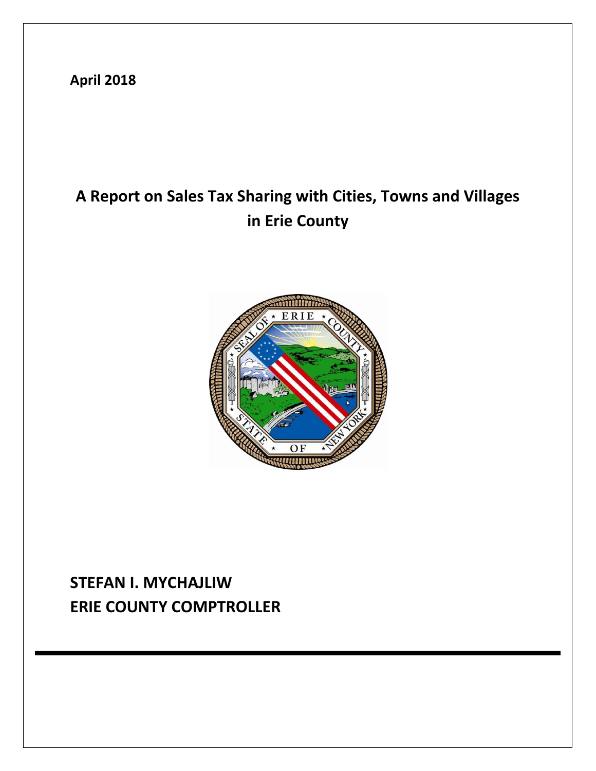**April 2018**

# A Report on Sales Tax Sharing with Cities, Towns and Villages in Erie County

## STEFAN I. MYCHAJLIW
## ERIE COUNTY COMPTROLLER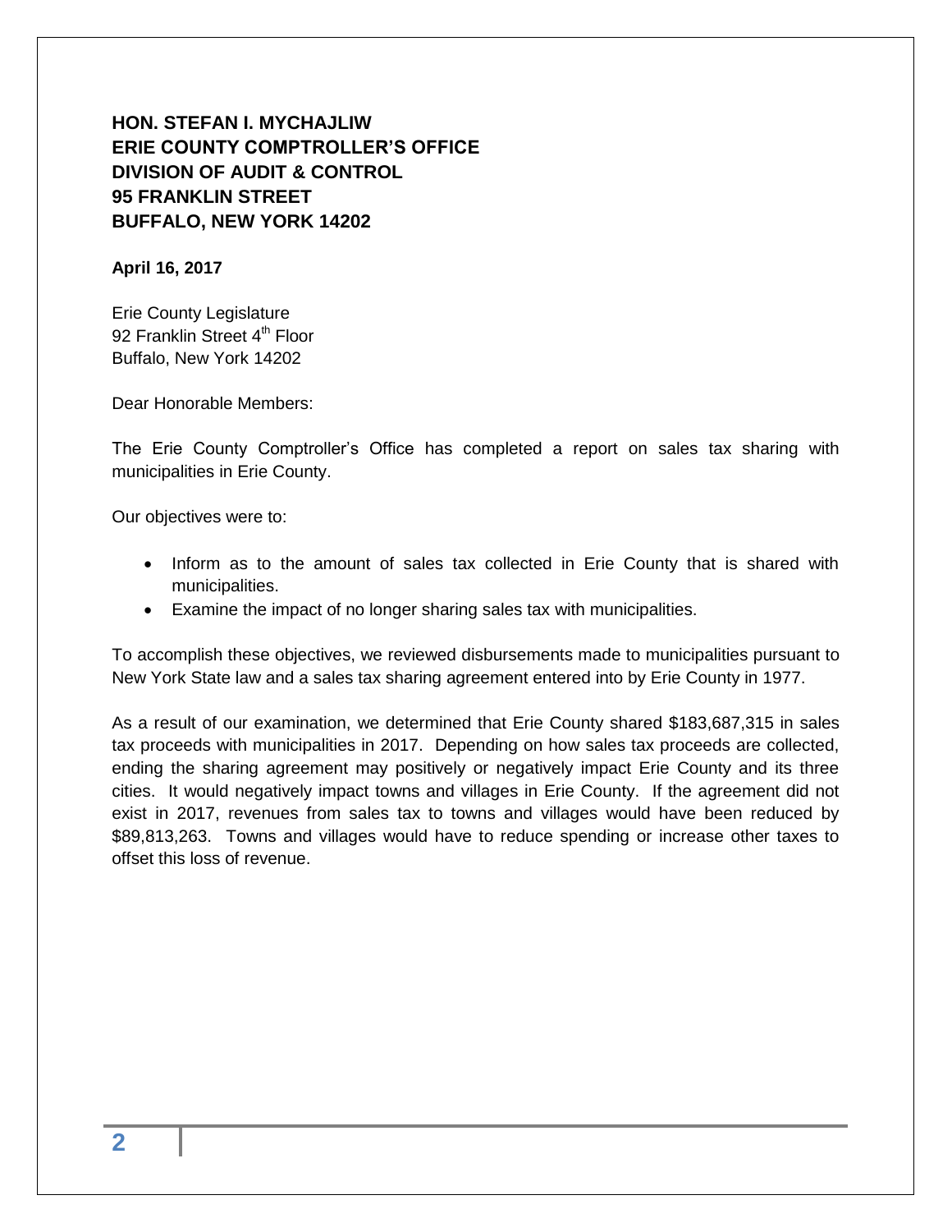**HON. STEFAN I. MYCHAJLIW**
**ERIE COUNTY COMPTROLLER'S OFFICE**
**DIVISION OF AUDIT & CONTROL**
**95 FRANKLIN STREET**
**BUFFALO, NEW YORK 14202**

**April 16, 2017**

Erie County Legislature
92 Franklin Street 4th Floor
Buffalo, New York 14202

Dear Honorable Members:

The Erie County Comptroller's Office has completed a report on sales tax sharing with municipalities in Erie County.

Our objectives were to:

- Inform as to the amount of sales tax collected in Erie County that is shared with municipalities.
- Examine the impact of no longer sharing sales tax with municipalities.

To accomplish these objectives, we reviewed disbursements made to municipalities pursuant to New York State law and a sales tax sharing agreement entered into by Erie County in 1977.

As a result of our examination, we determined that Erie County shared $183,687,315 in sales tax proceeds with municipalities in 2017. Depending on how sales tax proceeds are collected, ending the sharing agreement may positively or negatively impact Erie County and its three cities. It would negatively impact towns and villages in Erie County. If the agreement did not exist in 2017, revenues from sales tax to towns and villages would have been reduced by $89,813,263. Towns and villages would have to reduce spending or increase other taxes to offset this loss of revenue.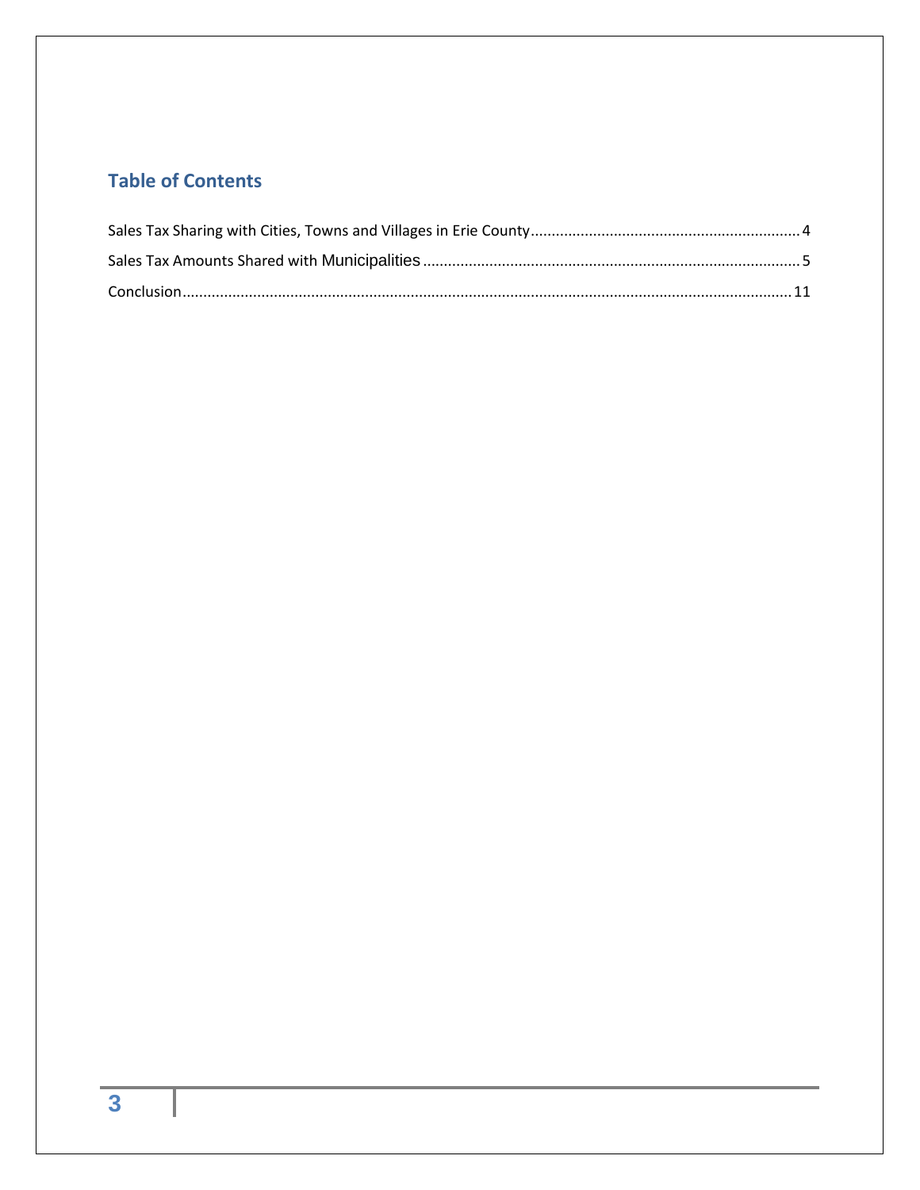## Table of Contents

Sales Tax Sharing with Cities, Towns and Villages in Erie County ........ 4

Sales Tax Amounts Shared with Municipalities ........ 5

Conclusion ........ 11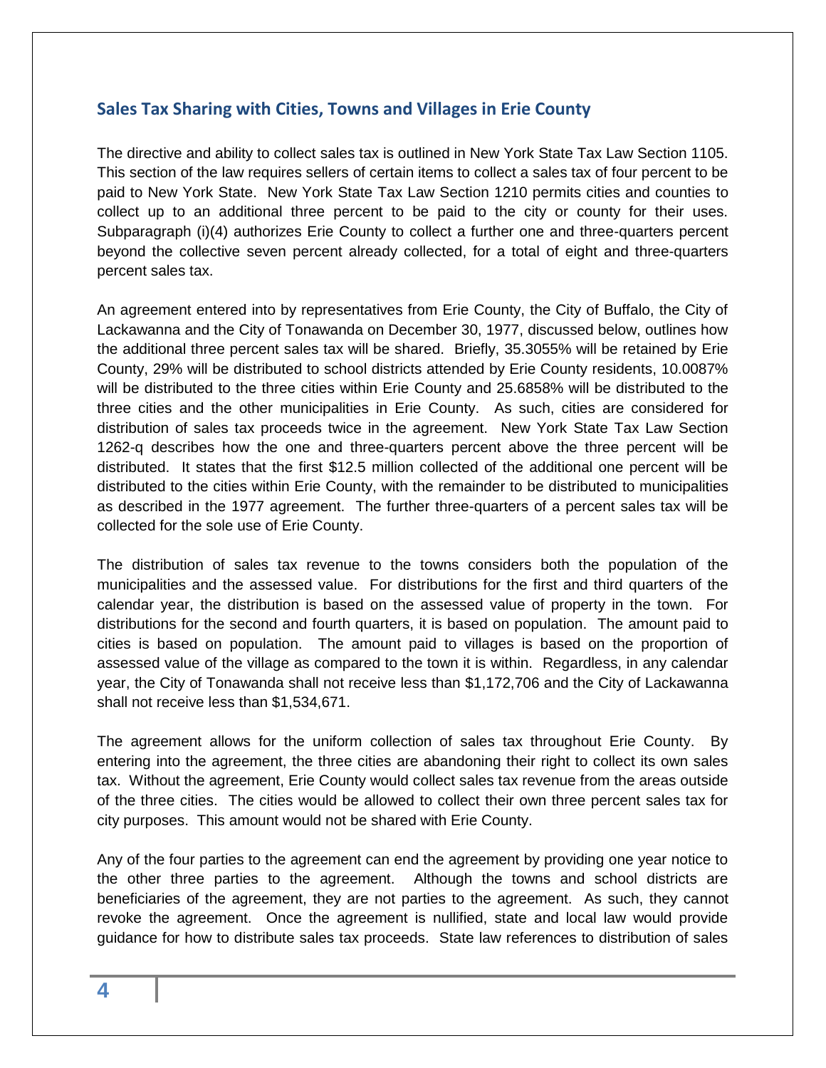## Sales Tax Sharing with Cities, Towns and Villages in Erie County

The directive and ability to collect sales tax is outlined in New York State Tax Law Section 1105. This section of the law requires sellers of certain items to collect a sales tax of four percent to be paid to New York State. New York State Tax Law Section 1210 permits cities and counties to collect up to an additional three percent to be paid to the city or county for their uses. Subparagraph (i)(4) authorizes Erie County to collect a further one and three-quarters percent beyond the collective seven percent already collected, for a total of eight and three-quarters percent sales tax.

An agreement entered into by representatives from Erie County, the City of Buffalo, the City of Lackawanna and the City of Tonawanda on December 30, 1977, discussed below, outlines how the additional three percent sales tax will be shared. Briefly, 35.3055% will be retained by Erie County, 29% will be distributed to school districts attended by Erie County residents, 10.0087% will be distributed to the three cities within Erie County and 25.6858% will be distributed to the three cities and the other municipalities in Erie County. As such, cities are considered for distribution of sales tax proceeds twice in the agreement. New York State Tax Law Section 1262-q describes how the one and three-quarters percent above the three percent will be distributed. It states that the first $12.5 million collected of the additional one percent will be distributed to the cities within Erie County, with the remainder to be distributed to municipalities as described in the 1977 agreement. The further three-quarters of a percent sales tax will be collected for the sole use of Erie County.

The distribution of sales tax revenue to the towns considers both the population of the municipalities and the assessed value. For distributions for the first and third quarters of the calendar year, the distribution is based on the assessed value of property in the town. For distributions for the second and fourth quarters, it is based on population. The amount paid to cities is based on population. The amount paid to villages is based on the proportion of assessed value of the village as compared to the town it is within. Regardless, in any calendar year, the City of Tonawanda shall not receive less than $1,172,706 and the City of Lackawanna shall not receive less than $1,534,671.

The agreement allows for the uniform collection of sales tax throughout Erie County. By entering into the agreement, the three cities are abandoning their right to collect its own sales tax. Without the agreement, Erie County would collect sales tax revenue from the areas outside of the three cities. The cities would be allowed to collect their own three percent sales tax for city purposes. This amount would not be shared with Erie County.

Any of the four parties to the agreement can end the agreement by providing one year notice to the other three parties to the agreement. Although the towns and school districts are beneficiaries of the agreement, they are not parties to the agreement. As such, they cannot revoke the agreement. Once the agreement is nullified, state and local law would provide guidance for how to distribute sales tax proceeds. State law references to distribution of sales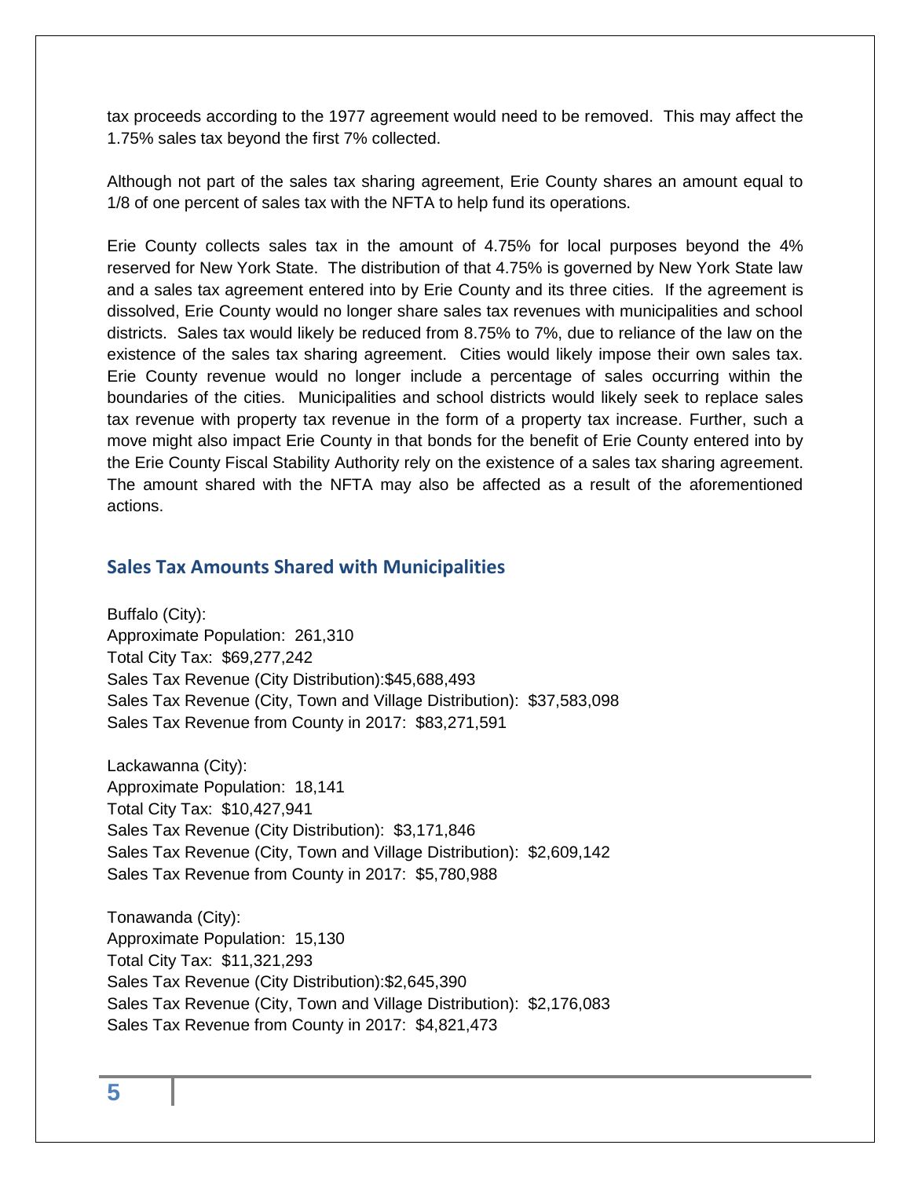tax proceeds according to the 1977 agreement would need to be removed. This may affect the 1.75% sales tax beyond the first 7% collected.

Although not part of the sales tax sharing agreement, Erie County shares an amount equal to 1/8 of one percent of sales tax with the NFTA to help fund its operations.

Erie County collects sales tax in the amount of 4.75% for local purposes beyond the 4% reserved for New York State. The distribution of that 4.75% is governed by New York State law and a sales tax agreement entered into by Erie County and its three cities. If the agreement is dissolved, Erie County would no longer share sales tax revenues with municipalities and school districts. Sales tax would likely be reduced from 8.75% to 7%, due to reliance of the law on the existence of the sales tax sharing agreement. Cities would likely impose their own sales tax. Erie County revenue would no longer include a percentage of sales occurring within the boundaries of the cities. Municipalities and school districts would likely seek to replace sales tax revenue with property tax revenue in the form of a property tax increase. Further, such a move might also impact Erie County in that bonds for the benefit of Erie County entered into by the Erie County Fiscal Stability Authority rely on the existence of a sales tax sharing agreement. The amount shared with the NFTA may also be affected as a result of the aforementioned actions.

## Sales Tax Amounts Shared with Municipalities

Buffalo (City):
Approximate Population: 261,310
Total City Tax: $69,277,242
Sales Tax Revenue (City Distribution):$45,688,493
Sales Tax Revenue (City, Town and Village Distribution): $37,583,098
Sales Tax Revenue from County in 2017: $83,271,591

Lackawanna (City):
Approximate Population: 18,141
Total City Tax: $10,427,941
Sales Tax Revenue (City Distribution): $3,171,846
Sales Tax Revenue (City, Town and Village Distribution): $2,609,142
Sales Tax Revenue from County in 2017: $5,780,988

Tonawanda (City):
Approximate Population: 15,130
Total City Tax: $11,321,293
Sales Tax Revenue (City Distribution):$2,645,390
Sales Tax Revenue (City, Town and Village Distribution): $2,176,083
Sales Tax Revenue from County in 2017: $4,821,473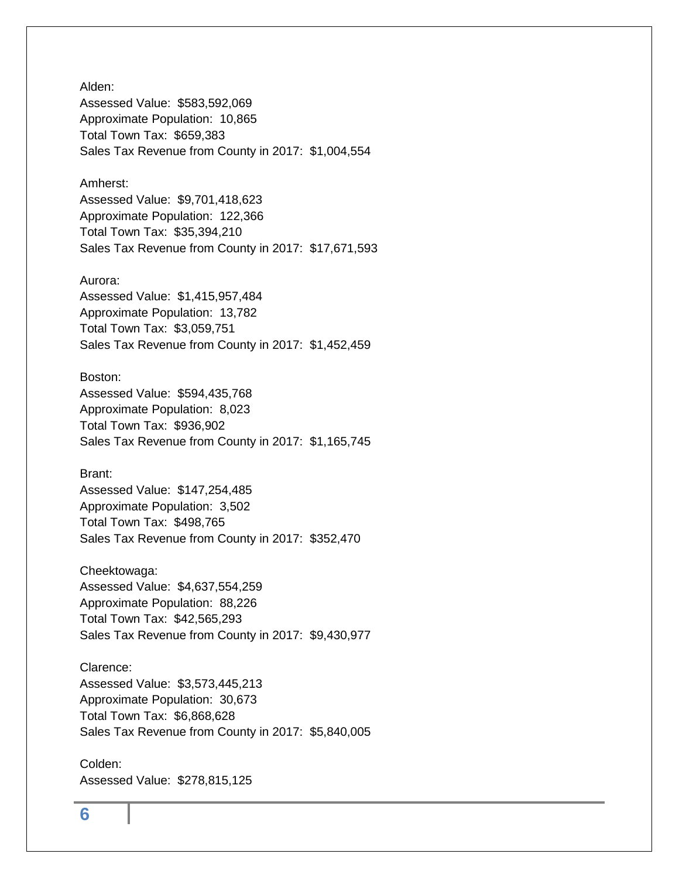Alden:
Assessed Value: $583,592,069
Approximate Population: 10,865
Total Town Tax: $659,383
Sales Tax Revenue from County in 2017: $1,004,554

Amherst:
Assessed Value: $9,701,418,623
Approximate Population: 122,366
Total Town Tax: $35,394,210
Sales Tax Revenue from County in 2017: $17,671,593

Aurora:
Assessed Value: $1,415,957,484
Approximate Population: 13,782
Total Town Tax: $3,059,751
Sales Tax Revenue from County in 2017: $1,452,459

Boston:
Assessed Value: $594,435,768
Approximate Population: 8,023
Total Town Tax: $936,902
Sales Tax Revenue from County in 2017: $1,165,745

Brant:
Assessed Value: $147,254,485
Approximate Population: 3,502
Total Town Tax: $498,765
Sales Tax Revenue from County in 2017: $352,470

Cheektowaga:
Assessed Value: $4,637,554,259
Approximate Population: 88,226
Total Town Tax: $42,565,293
Sales Tax Revenue from County in 2017: $9,430,977

Clarence:
Assessed Value: $3,573,445,213
Approximate Population: 30,673
Total Town Tax: $6,868,628
Sales Tax Revenue from County in 2017: $5,840,005

Colden:
Assessed Value: $278,815,125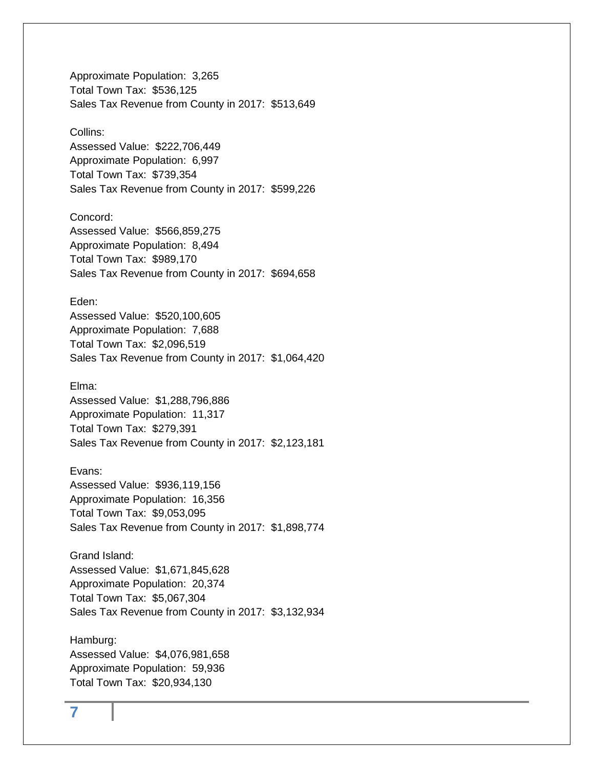Approximate Population: 3,265
Total Town Tax: $536,125
Sales Tax Revenue from County in 2017: $513,649

Collins:
Assessed Value: $222,706,449
Approximate Population: 6,997
Total Town Tax: $739,354
Sales Tax Revenue from County in 2017: $599,226

Concord:
Assessed Value: $566,859,275
Approximate Population: 8,494
Total Town Tax: $989,170
Sales Tax Revenue from County in 2017: $694,658

Eden:
Assessed Value: $520,100,605
Approximate Population: 7,688
Total Town Tax: $2,096,519
Sales Tax Revenue from County in 2017: $1,064,420

Elma:
Assessed Value: $1,288,796,886
Approximate Population: 11,317
Total Town Tax: $279,391
Sales Tax Revenue from County in 2017: $2,123,181

Evans:
Assessed Value: $936,119,156
Approximate Population: 16,356
Total Town Tax: $9,053,095
Sales Tax Revenue from County in 2017: $1,898,774

Grand Island:
Assessed Value: $1,671,845,628
Approximate Population: 20,374
Total Town Tax: $5,067,304
Sales Tax Revenue from County in 2017: $3,132,934

Hamburg:
Assessed Value: $4,076,981,658
Approximate Population: 59,936
Total Town Tax: $20,934,130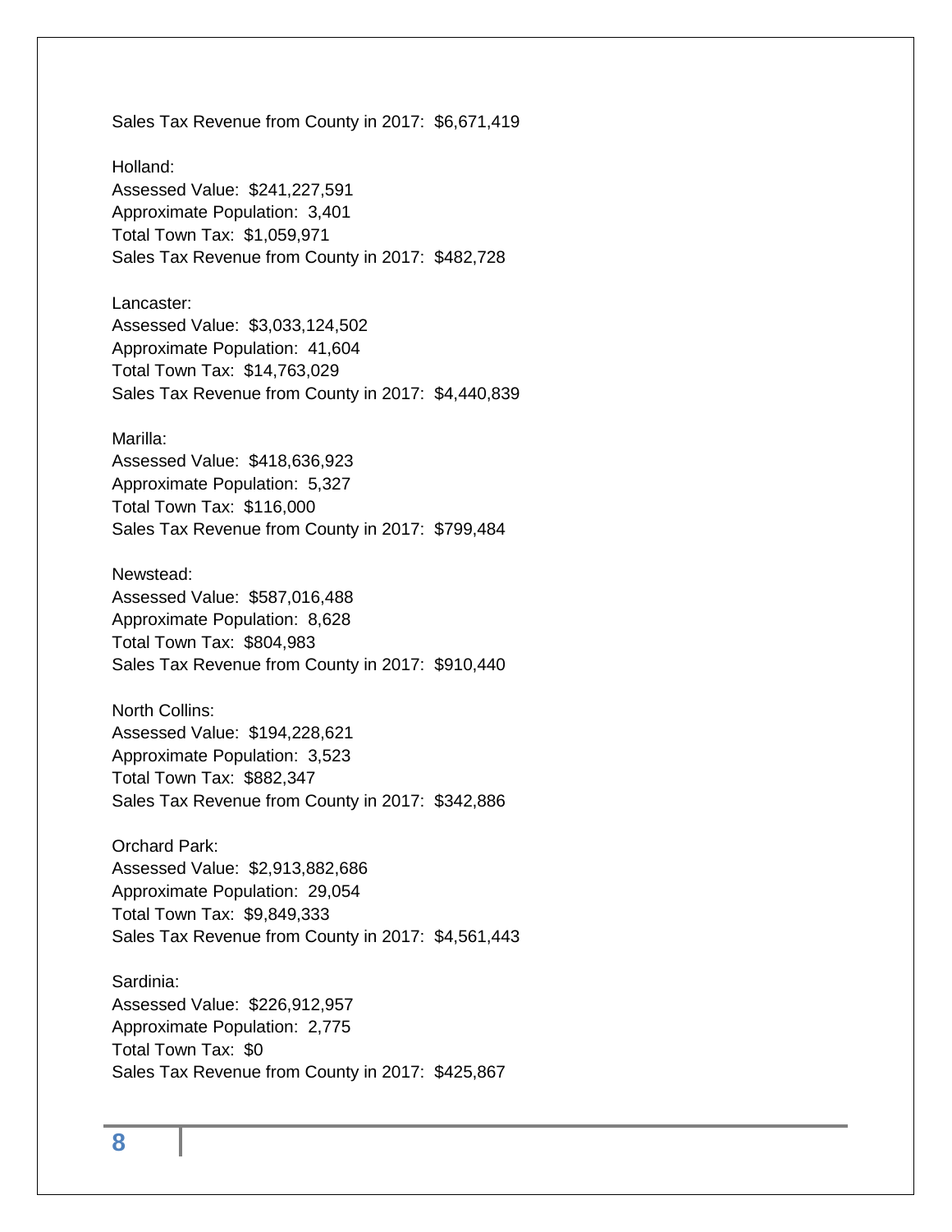Sales Tax Revenue from County in 2017: $6,671,419

Holland:
Assessed Value: $241,227,591
Approximate Population: 3,401
Total Town Tax: $1,059,971
Sales Tax Revenue from County in 2017: $482,728

Lancaster:
Assessed Value: $3,033,124,502
Approximate Population: 41,604
Total Town Tax: $14,763,029
Sales Tax Revenue from County in 2017: $4,440,839

Marilla:
Assessed Value: $418,636,923
Approximate Population: 5,327
Total Town Tax: $116,000
Sales Tax Revenue from County in 2017: $799,484

Newstead:
Assessed Value: $587,016,488
Approximate Population: 8,628
Total Town Tax: $804,983
Sales Tax Revenue from County in 2017: $910,440

North Collins:
Assessed Value: $194,228,621
Approximate Population: 3,523
Total Town Tax: $882,347
Sales Tax Revenue from County in 2017: $342,886

Orchard Park:
Assessed Value: $2,913,882,686
Approximate Population: 29,054
Total Town Tax: $9,849,333
Sales Tax Revenue from County in 2017: $4,561,443

Sardinia:
Assessed Value: $226,912,957
Approximate Population: 2,775
Total Town Tax: $0
Sales Tax Revenue from County in 2017: $425,867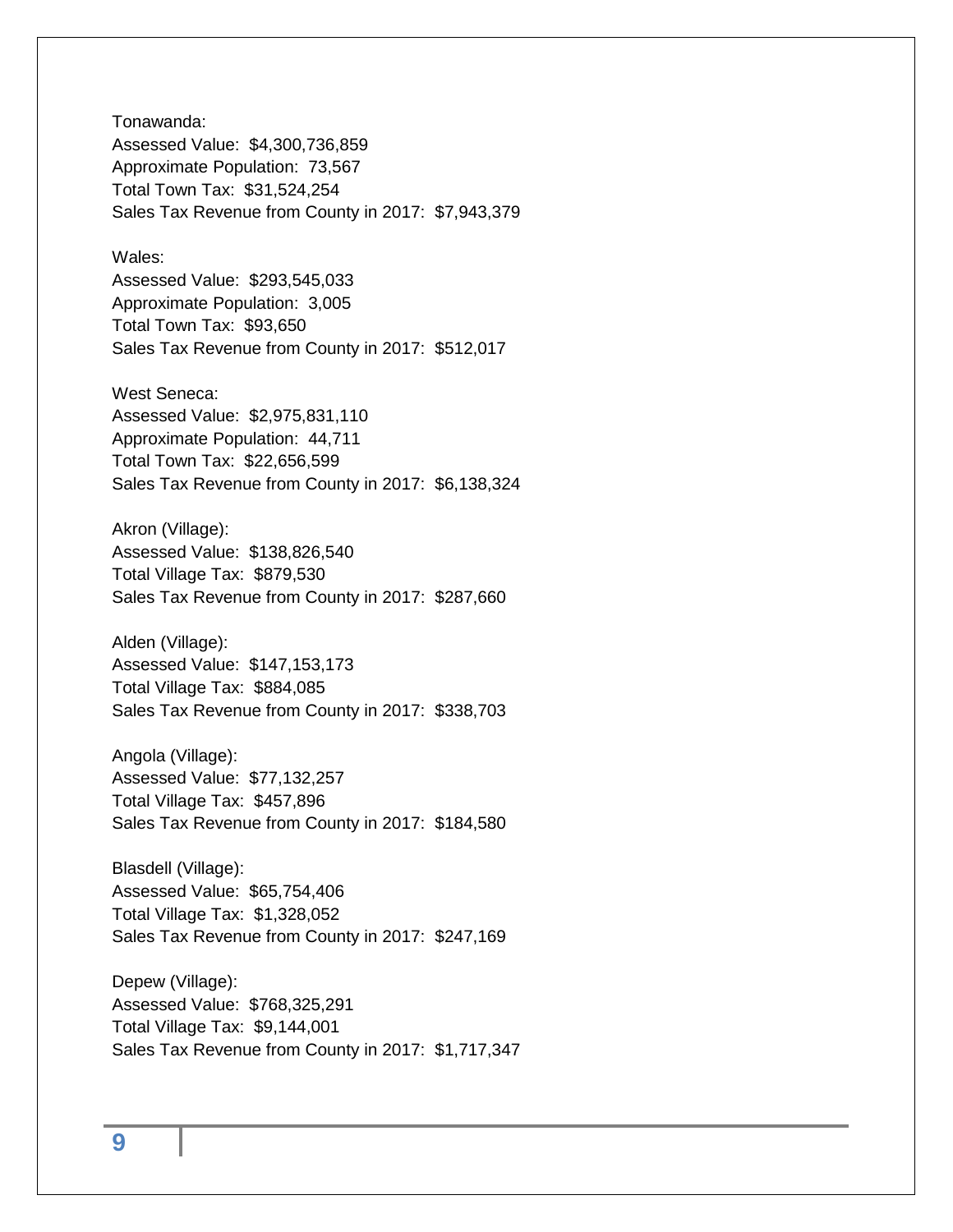Tonawanda:
Assessed Value: $4,300,736,859
Approximate Population: 73,567
Total Town Tax: $31,524,254
Sales Tax Revenue from County in 2017: $7,943,379

Wales:
Assessed Value: $293,545,033
Approximate Population: 3,005
Total Town Tax: $93,650
Sales Tax Revenue from County in 2017: $512,017

West Seneca:
Assessed Value: $2,975,831,110
Approximate Population: 44,711
Total Town Tax: $22,656,599
Sales Tax Revenue from County in 2017: $6,138,324

Akron (Village):
Assessed Value: $138,826,540
Total Village Tax: $879,530
Sales Tax Revenue from County in 2017: $287,660

Alden (Village):
Assessed Value: $147,153,173
Total Village Tax: $884,085
Sales Tax Revenue from County in 2017: $338,703

Angola (Village):
Assessed Value: $77,132,257
Total Village Tax: $457,896
Sales Tax Revenue from County in 2017: $184,580

Blasdell (Village):
Assessed Value: $65,754,406
Total Village Tax: $1,328,052
Sales Tax Revenue from County in 2017: $247,169

Depew (Village):
Assessed Value: $768,325,291
Total Village Tax: $9,144,001
Sales Tax Revenue from County in 2017: $1,717,347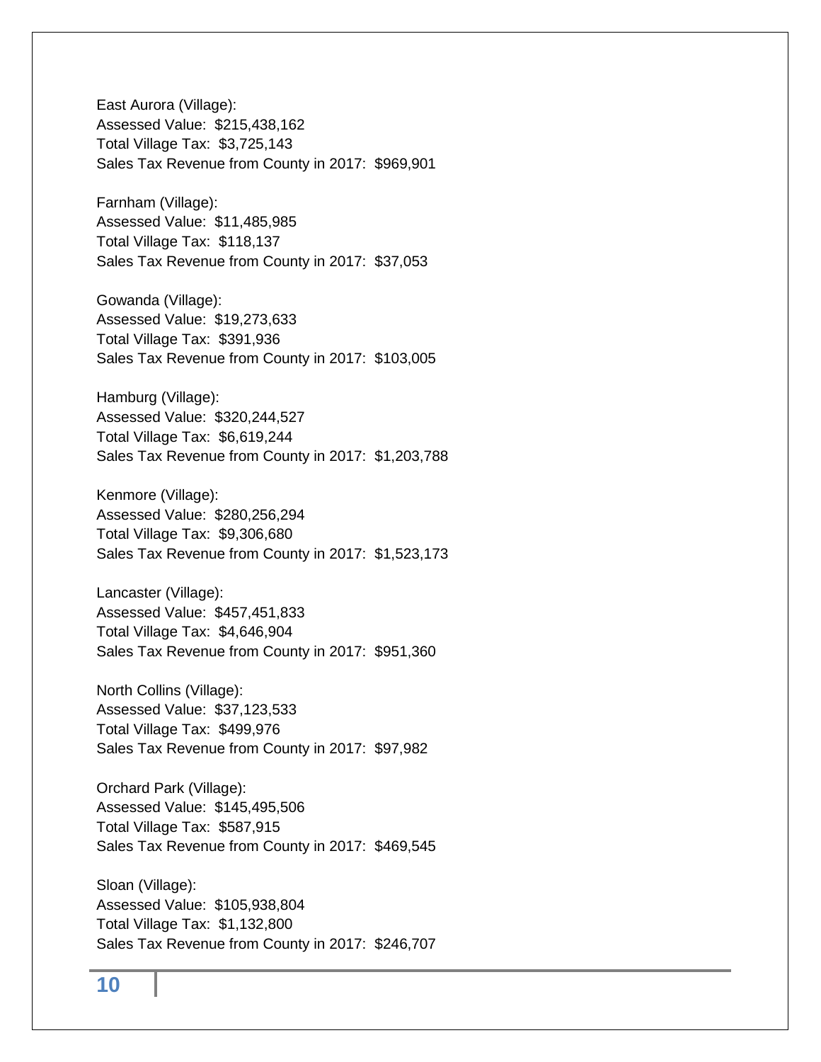East Aurora (Village):
Assessed Value:  $215,438,162
Total Village Tax:  $3,725,143
Sales Tax Revenue from County in 2017:  $969,901

Farnham (Village):
Assessed Value:  $11,485,985
Total Village Tax:  $118,137
Sales Tax Revenue from County in 2017:  $37,053

Gowanda (Village):
Assessed Value:  $19,273,633
Total Village Tax:  $391,936
Sales Tax Revenue from County in 2017:  $103,005

Hamburg (Village):
Assessed Value:  $320,244,527
Total Village Tax:  $6,619,244
Sales Tax Revenue from County in 2017:  $1,203,788

Kenmore (Village):
Assessed Value:  $280,256,294
Total Village Tax:  $9,306,680
Sales Tax Revenue from County in 2017:  $1,523,173

Lancaster (Village):
Assessed Value:  $457,451,833
Total Village Tax:  $4,646,904
Sales Tax Revenue from County in 2017:  $951,360

North Collins (Village):
Assessed Value:  $37,123,533
Total Village Tax:  $499,976
Sales Tax Revenue from County in 2017:  $97,982

Orchard Park (Village):
Assessed Value:  $145,495,506
Total Village Tax:  $587,915
Sales Tax Revenue from County in 2017:  $469,545

Sloan (Village):
Assessed Value:  $105,938,804
Total Village Tax:  $1,132,800
Sales Tax Revenue from County in 2017:  $246,707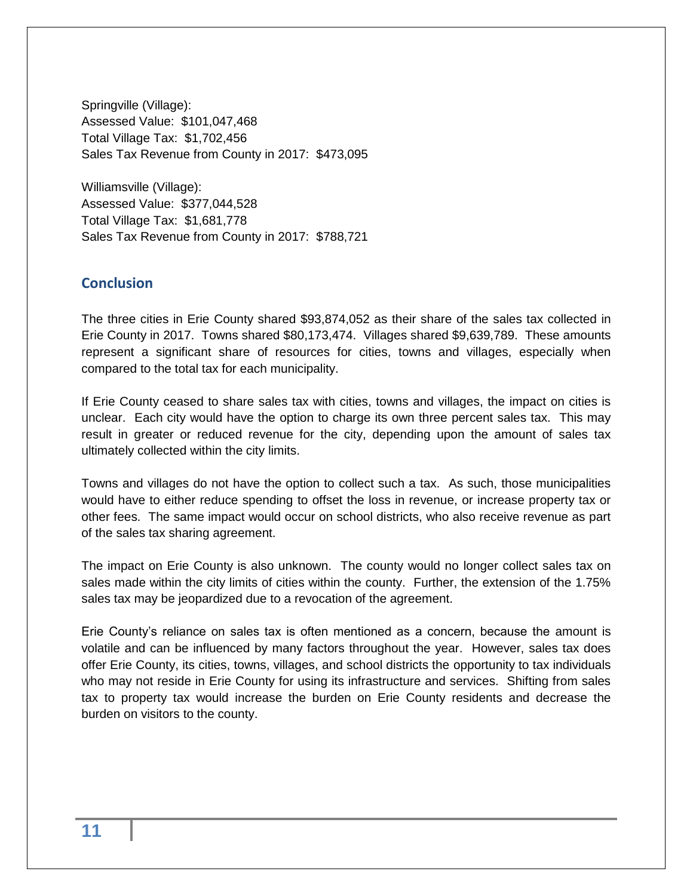Springville (Village):
Assessed Value: $101,047,468
Total Village Tax: $1,702,456
Sales Tax Revenue from County in 2017: $473,095

Williamsville (Village):
Assessed Value: $377,044,528
Total Village Tax: $1,681,778
Sales Tax Revenue from County in 2017: $788,721

## Conclusion

The three cities in Erie County shared $93,874,052 as their share of the sales tax collected in Erie County in 2017. Towns shared $80,173,474. Villages shared $9,639,789. These amounts represent a significant share of resources for cities, towns and villages, especially when compared to the total tax for each municipality.

If Erie County ceased to share sales tax with cities, towns and villages, the impact on cities is unclear. Each city would have the option to charge its own three percent sales tax. This may result in greater or reduced revenue for the city, depending upon the amount of sales tax ultimately collected within the city limits.

Towns and villages do not have the option to collect such a tax. As such, those municipalities would have to either reduce spending to offset the loss in revenue, or increase property tax or other fees. The same impact would occur on school districts, who also receive revenue as part of the sales tax sharing agreement.

The impact on Erie County is also unknown. The county would no longer collect sales tax on sales made within the city limits of cities within the county. Further, the extension of the 1.75% sales tax may be jeopardized due to a revocation of the agreement.

Erie County's reliance on sales tax is often mentioned as a concern, because the amount is volatile and can be influenced by many factors throughout the year. However, sales tax does offer Erie County, its cities, towns, villages, and school districts the opportunity to tax individuals who may not reside in Erie County for using its infrastructure and services. Shifting from sales tax to property tax would increase the burden on Erie County residents and decrease the burden on visitors to the county.